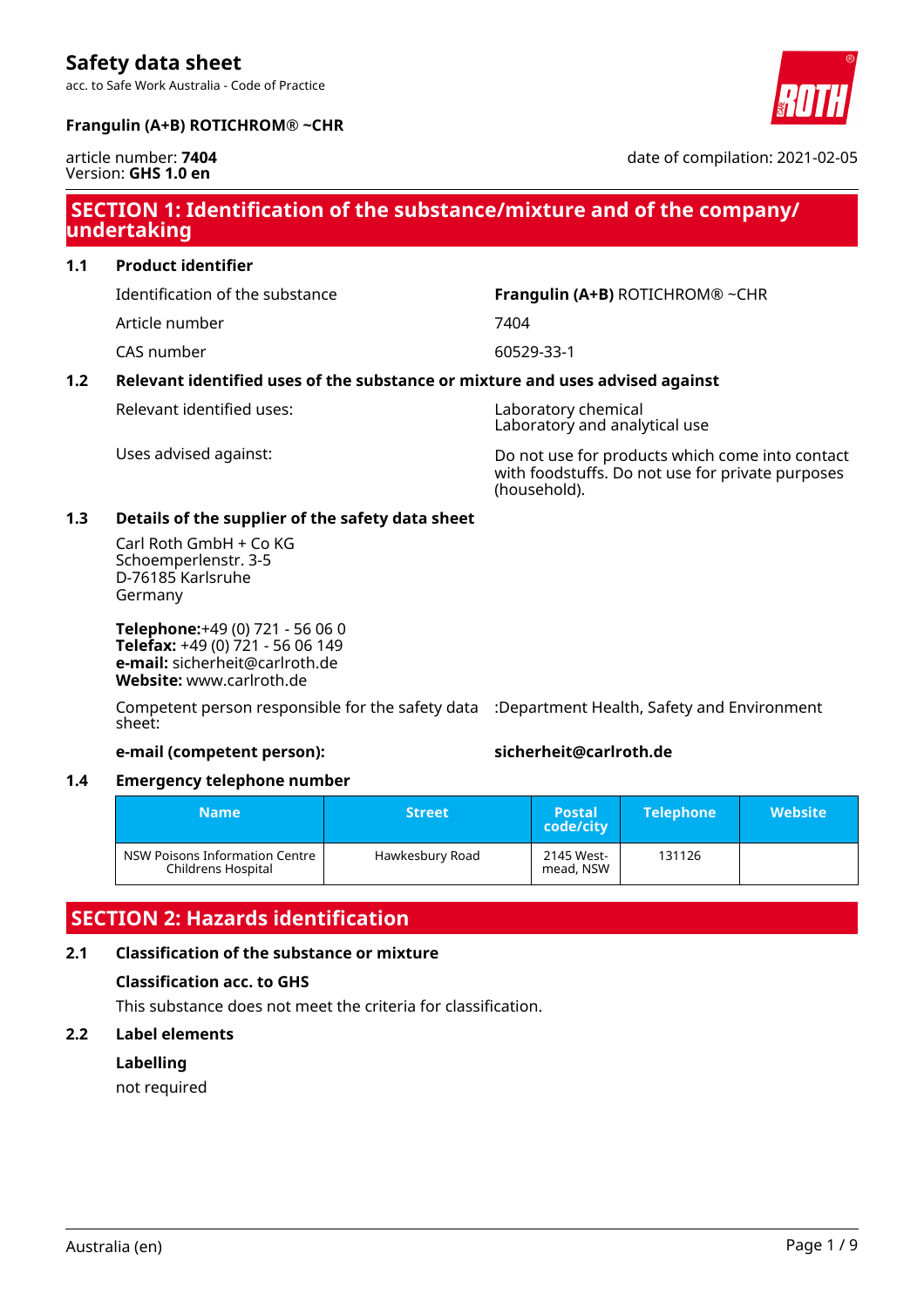# Safety data sheet

acc. to Safe Work Australia - Code of Practice

**Frangulin (A+B) ROTICHROM® ~CHR**

article number: **7404**
Version: **GHS 1.0 en**

date of compilation: 2021-02-05

## SECTION 1: Identification of the substance/mixture and of the company/ undertaking

### 1.1 Product identifier

| | |
|---|---|
| Identification of the substance | **Frangulin (A+B)** ROTICHROM® ~CHR |
| Article number | 7404 |
| CAS number | 60529-33-1 |

### 1.2 Relevant identified uses of the substance or mixture and uses advised against

| | |
|---|---|
| Relevant identified uses: | Laboratory chemical<br>Laboratory and analytical use |
| Uses advised against: | Do not use for products which come into contact with foodstuffs. Do not use for private purposes (household). |

### 1.3 Details of the supplier of the safety data sheet

Carl Roth GmbH + Co KG
Schoemperlenstr. 3-5
D-76185 Karlsruhe
Germany

**Telephone:**+49 (0) 721 - 56 06 0
**Telefax:** +49 (0) 721 - 56 06 149
**e-mail:** sicherheit@carlroth.de
**Website:** www.carlroth.de

Competent person responsible for the safety data sheet: :Department Health, Safety and Environment

**e-mail (competent person):** **sicherheit@carlroth.de**

### 1.4 Emergency telephone number

| Name | Street | Postal code/city | Telephone | Website |
|---|---|---|---|---|
| NSW Poisons Information Centre Childrens Hospital | Hawkesbury Road | 2145 Westmead, NSW | 131126 | |

## SECTION 2: Hazards identification

### 2.1 Classification of the substance or mixture

**Classification acc. to GHS**

This substance does not meet the criteria for classification.

### 2.2 Label elements

**Labelling**

not required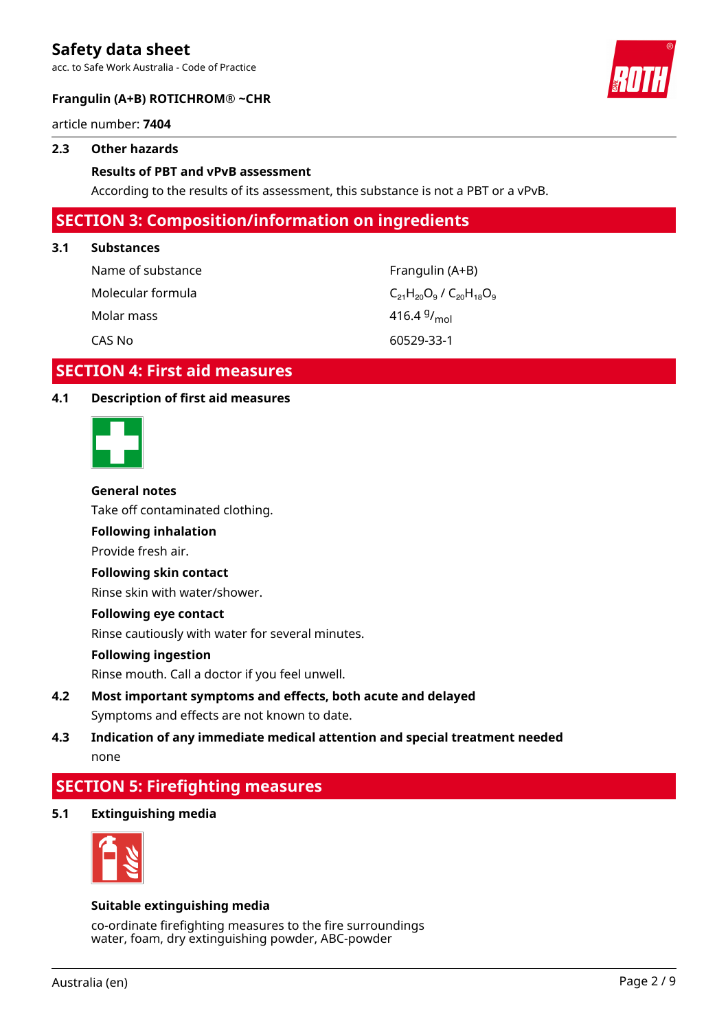### 2.3 Other hazards

**Results of PBT and vPvB assessment**

According to the results of its assessment, this substance is not a PBT or a vPvB.

## SECTION 3: Composition/information on ingredients

### 3.1 Substances

| | |
|---|---|
| Name of substance | Frangulin (A+B) |
| Molecular formula | $C_{21}H_{20}O_9$ / $C_{20}H_{18}O_9$ |
| Molar mass | 416.4 $^g/_{mol}$ |
| CAS No | 60529-33-1 |

## SECTION 4: First aid measures

### 4.1 Description of first aid measures

**General notes**

Take off contaminated clothing.

**Following inhalation**

Provide fresh air.

**Following skin contact**

Rinse skin with water/shower.

**Following eye contact**

Rinse cautiously with water for several minutes.

**Following ingestion**

Rinse mouth. Call a doctor if you feel unwell.

### 4.2 Most important symptoms and effects, both acute and delayed

Symptoms and effects are not known to date.

### 4.3 Indication of any immediate medical attention and special treatment needed

none

## SECTION 5: Firefighting measures

### 5.1 Extinguishing media

**Suitable extinguishing media**

co-ordinate firefighting measures to the fire surroundings
water, foam, dry extinguishing powder, ABC-powder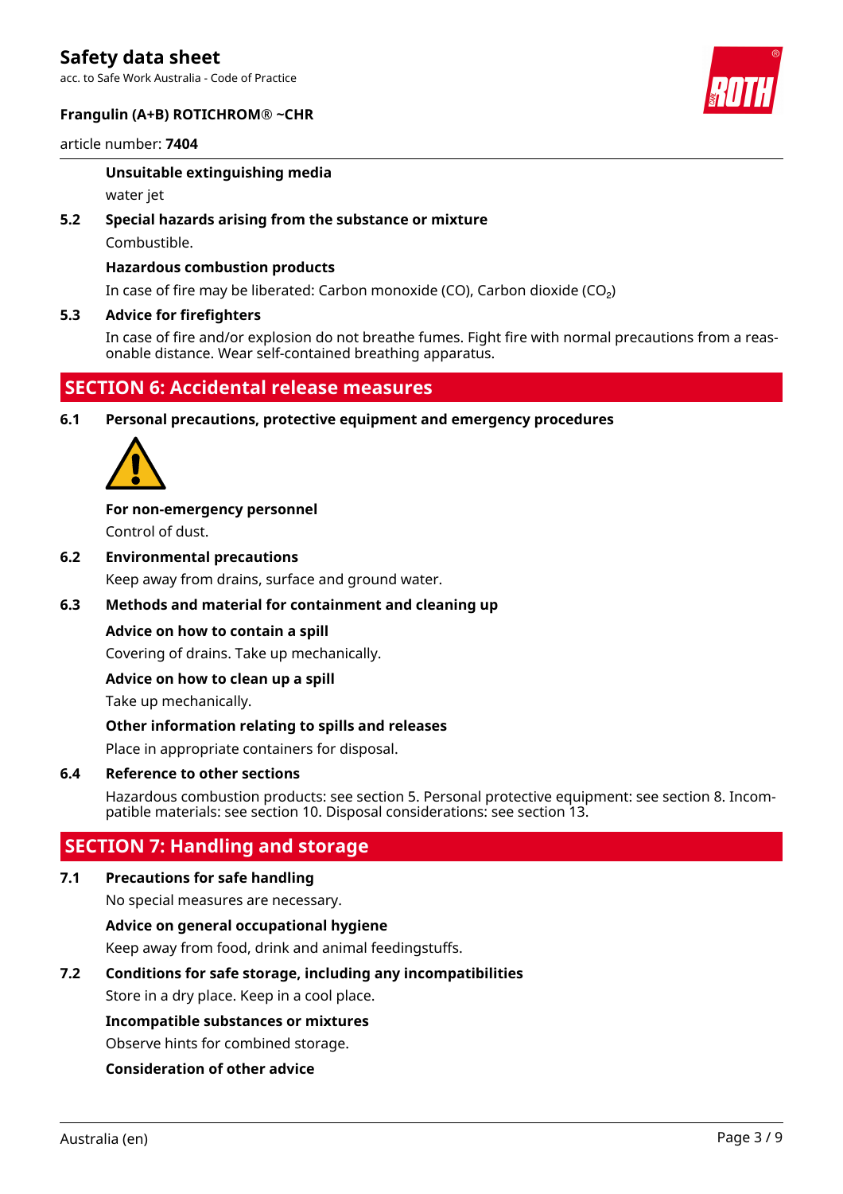**Unsuitable extinguishing media**

water jet

**5.2 Special hazards arising from the substance or mixture**

Combustible.

**Hazardous combustion products**

In case of fire may be liberated: Carbon monoxide (CO), Carbon dioxide ($CO_2$)

**5.3 Advice for firefighters**

In case of fire and/or explosion do not breathe fumes. Fight fire with normal precautions from a reasonable distance. Wear self-contained breathing apparatus.

## SECTION 6: Accidental release measures

**6.1 Personal precautions, protective equipment and emergency procedures**

**For non-emergency personnel**

Control of dust.

**6.2 Environmental precautions**

Keep away from drains, surface and ground water.

**6.3 Methods and material for containment and cleaning up**

**Advice on how to contain a spill**

Covering of drains. Take up mechanically.

**Advice on how to clean up a spill**

Take up mechanically.

**Other information relating to spills and releases**

Place in appropriate containers for disposal.

**6.4 Reference to other sections**

Hazardous combustion products: see section 5. Personal protective equipment: see section 8. Incompatible materials: see section 10. Disposal considerations: see section 13.

## SECTION 7: Handling and storage

**7.1 Precautions for safe handling**

No special measures are necessary.

**Advice on general occupational hygiene**

Keep away from food, drink and animal feedingstuffs.

**7.2 Conditions for safe storage, including any incompatibilities**

Store in a dry place. Keep in a cool place.

**Incompatible substances or mixtures**

Observe hints for combined storage.

**Consideration of other advice**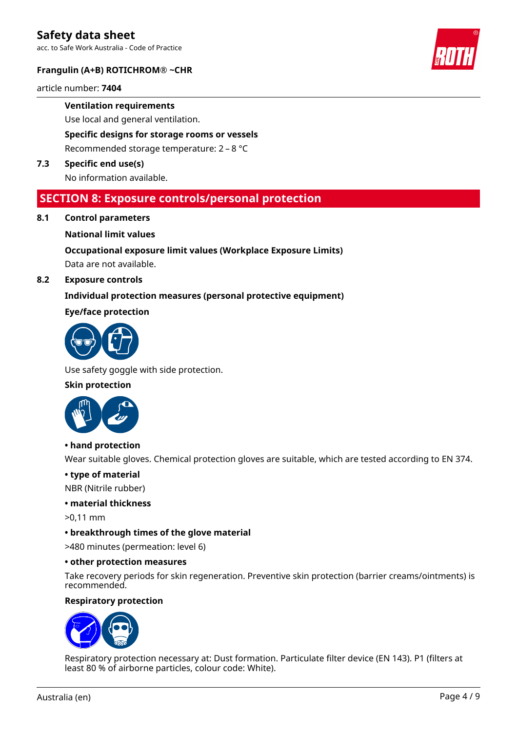**Ventilation requirements**

Use local and general ventilation.

**Specific designs for storage rooms or vessels**

Recommended storage temperature: 2 – 8 °C

**7.3 Specific end use(s)**

No information available.

## SECTION 8: Exposure controls/personal protection

**8.1 Control parameters**

**National limit values**

**Occupational exposure limit values (Workplace Exposure Limits)**

Data are not available.

**8.2 Exposure controls**

**Individual protection measures (personal protective equipment)**

**Eye/face protection**

Use safety goggle with side protection.

**Skin protection**

**• hand protection**

Wear suitable gloves. Chemical protection gloves are suitable, which are tested according to EN 374.

**• type of material**

NBR (Nitrile rubber)

**• material thickness**

>0,11 mm

**• breakthrough times of the glove material**

>480 minutes (permeation: level 6)

**• other protection measures**

Take recovery periods for skin regeneration. Preventive skin protection (barrier creams/ointments) is recommended.

**Respiratory protection**

Respiratory protection necessary at: Dust formation. Particulate filter device (EN 143). P1 (filters at least 80 % of airborne particles, colour code: White).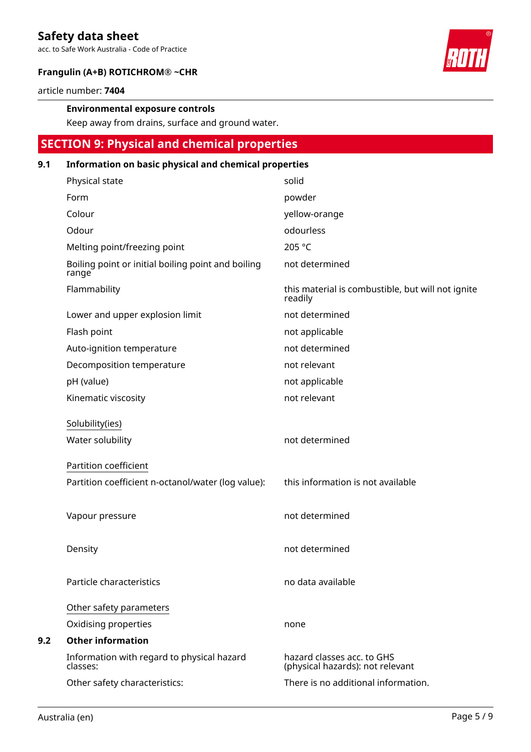**Environmental exposure controls**

Keep away from drains, surface and ground water.

## SECTION 9: Physical and chemical properties

### 9.1 Information on basic physical and chemical properties

| | |
|---|---|
| Physical state | solid |
| Form | powder |
| Colour | yellow-orange |
| Odour | odourless |
| Melting point/freezing point | 205 °C |
| Boiling point or initial boiling point and boiling range | not determined |
| Flammability | this material is combustible, but will not ignite readily |
| Lower and upper explosion limit | not determined |
| Flash point | not applicable |
| Auto-ignition temperature | not determined |
| Decomposition temperature | not relevant |
| pH (value) | not applicable |
| Kinematic viscosity | not relevant |

Solubility(ies)

| | |
|---|---|
| Water solubility | not determined |

Partition coefficient

| | |
|---|---|
| Partition coefficient n-octanol/water (log value): | this information is not available |
| Vapour pressure | not determined |
| Density | not determined |
| Particle characteristics | no data available |

Other safety parameters

| | |
|---|---|
| Oxidising properties | none |

### 9.2 Other information

| | |
|---|---|
| Information with regard to physical hazard classes: | hazard classes acc. to GHS (physical hazards): not relevant |
| Other safety characteristics: | There is no additional information. |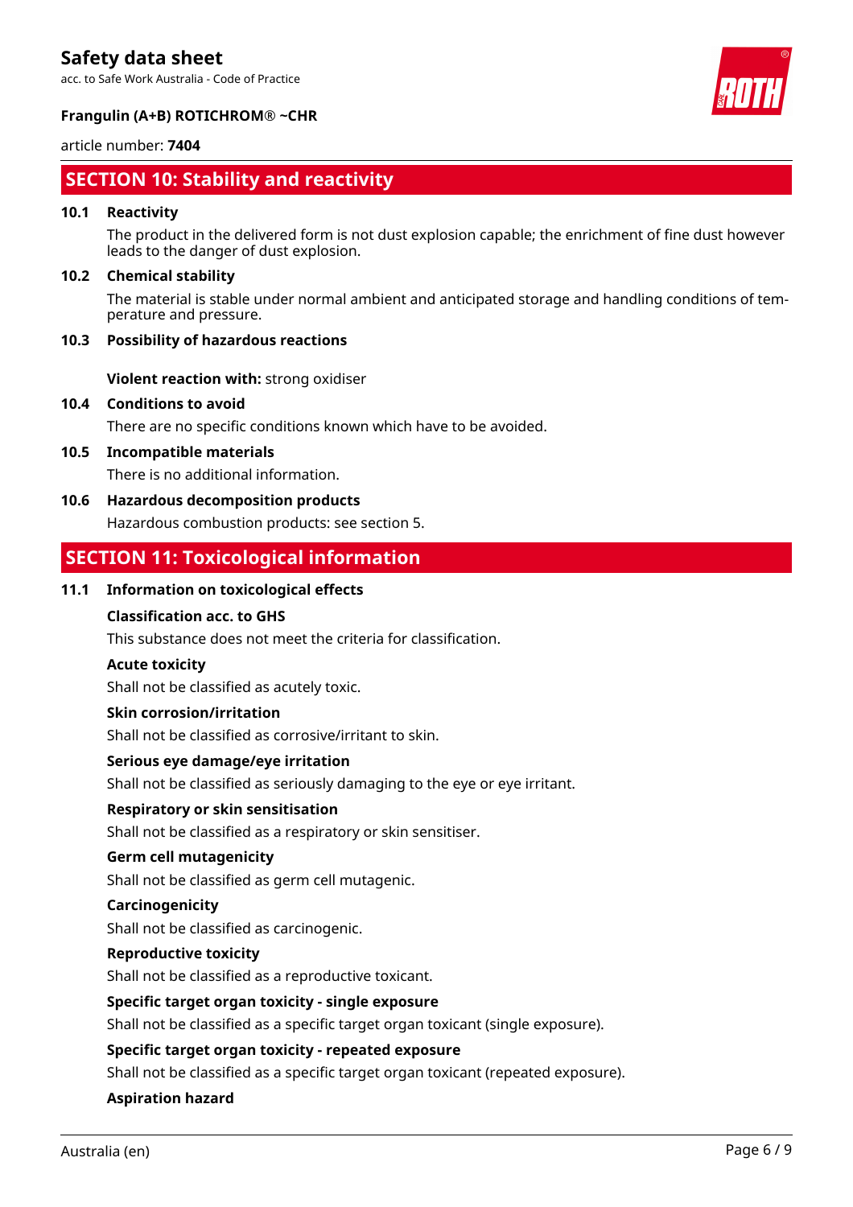## SECTION 10: Stability and reactivity

### 10.1 Reactivity

The product in the delivered form is not dust explosion capable; the enrichment of fine dust however leads to the danger of dust explosion.

### 10.2 Chemical stability

The material is stable under normal ambient and anticipated storage and handling conditions of temperature and pressure.

### 10.3 Possibility of hazardous reactions

**Violent reaction with:** strong oxidiser

### 10.4 Conditions to avoid

There are no specific conditions known which have to be avoided.

### 10.5 Incompatible materials

There is no additional information.

### 10.6 Hazardous decomposition products

Hazardous combustion products: see section 5.

## SECTION 11: Toxicological information

### 11.1 Information on toxicological effects

**Classification acc. to GHS**

This substance does not meet the criteria for classification.

**Acute toxicity**

Shall not be classified as acutely toxic.

**Skin corrosion/irritation**

Shall not be classified as corrosive/irritant to skin.

**Serious eye damage/eye irritation**

Shall not be classified as seriously damaging to the eye or eye irritant.

**Respiratory or skin sensitisation**

Shall not be classified as a respiratory or skin sensitiser.

**Germ cell mutagenicity**

Shall not be classified as germ cell mutagenic.

**Carcinogenicity**

Shall not be classified as carcinogenic.

**Reproductive toxicity**

Shall not be classified as a reproductive toxicant.

**Specific target organ toxicity - single exposure**

Shall not be classified as a specific target organ toxicant (single exposure).

**Specific target organ toxicity - repeated exposure**

Shall not be classified as a specific target organ toxicant (repeated exposure).

**Aspiration hazard**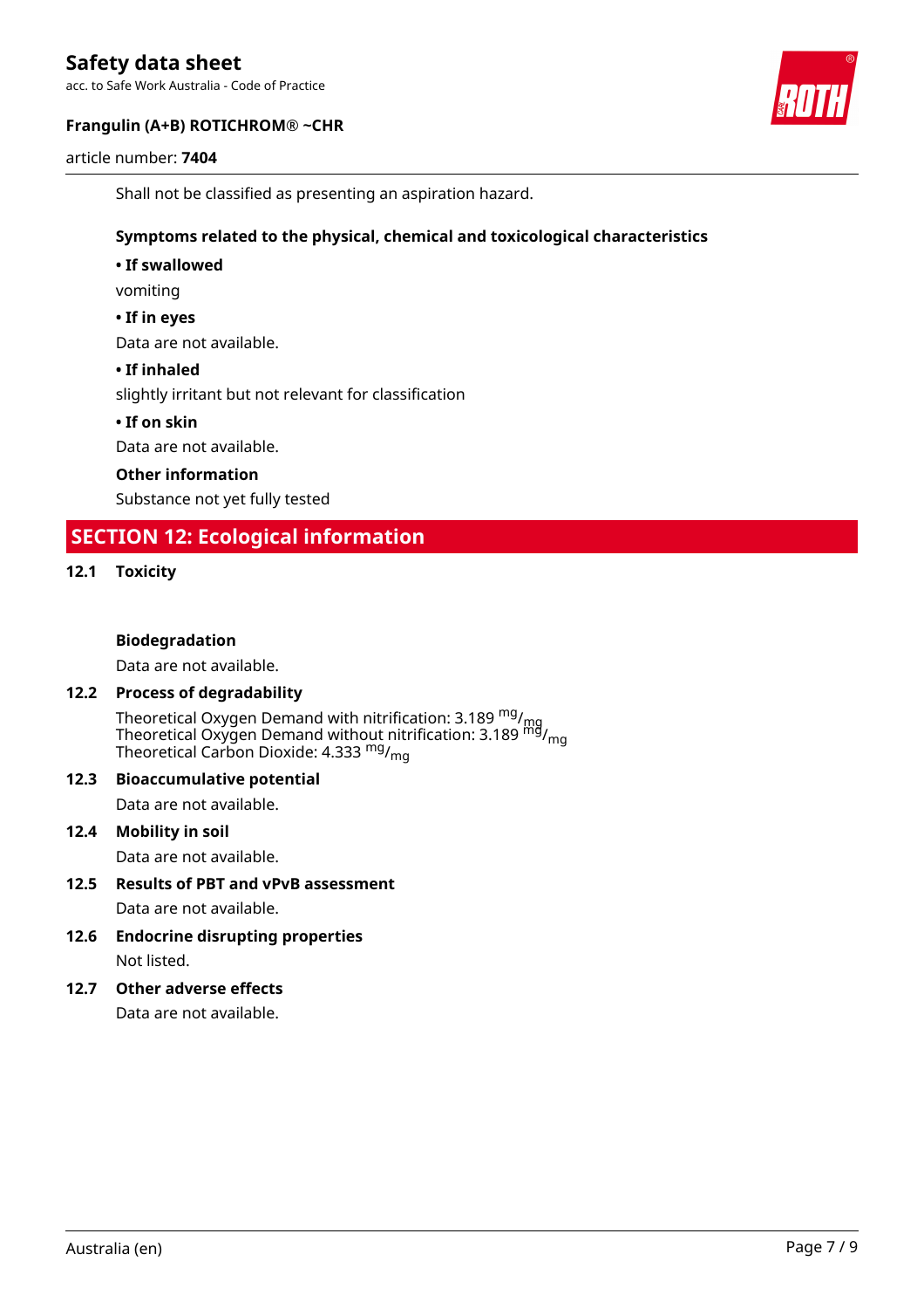Shall not be classified as presenting an aspiration hazard.

**Symptoms related to the physical, chemical and toxicological characteristics**

**• If swallowed**

vomiting

**• If in eyes**

Data are not available.

**• If inhaled**

slightly irritant but not relevant for classification

**• If on skin**

Data are not available.

**Other information**

Substance not yet fully tested

## SECTION 12: Ecological information

### 12.1 Toxicity

**Biodegradation**

Data are not available.

### 12.2 Process of degradability

Theoretical Oxygen Demand with nitrification: 3.189 $^{mg}/_{mg}$
Theoretical Oxygen Demand without nitrification: 3.189 $^{mg}/_{mg}$
Theoretical Carbon Dioxide: 4.333 $^{mg}/_{mg}$

### 12.3 Bioaccumulative potential

Data are not available.

### 12.4 Mobility in soil

Data are not available.

### 12.5 Results of PBT and vPvB assessment

Data are not available.

### 12.6 Endocrine disrupting properties

Not listed.

### 12.7 Other adverse effects

Data are not available.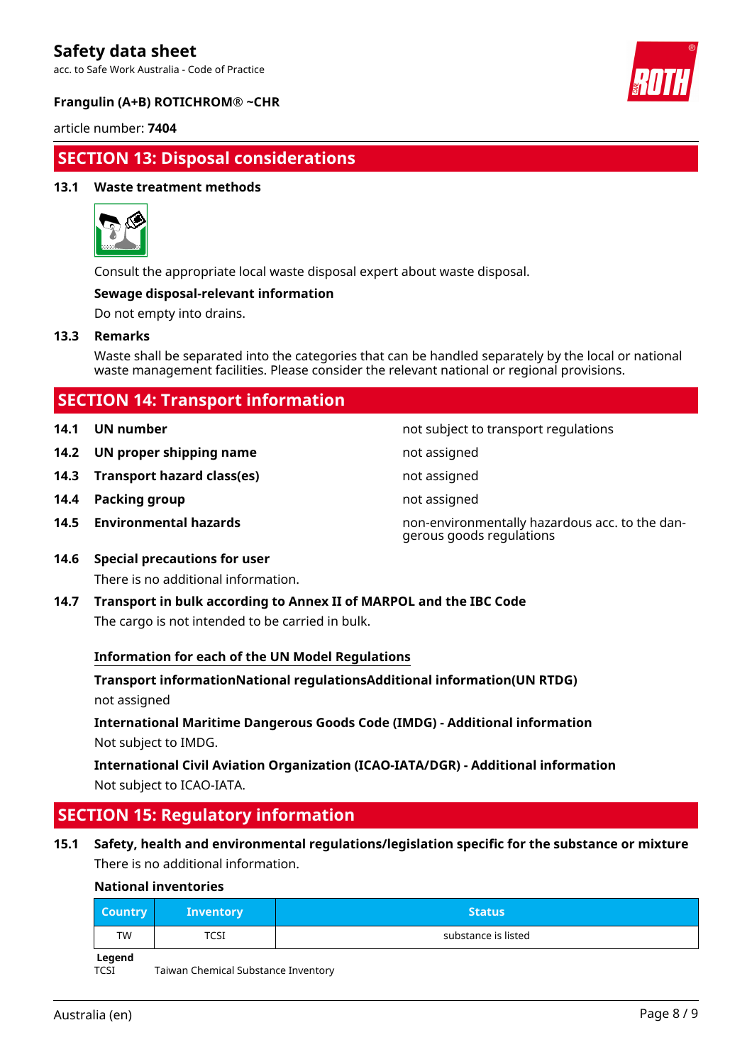## SECTION 13: Disposal considerations

### 13.1 Waste treatment methods

Consult the appropriate local waste disposal expert about waste disposal.

**Sewage disposal-relevant information**

Do not empty into drains.

### 13.3 Remarks

Waste shall be separated into the categories that can be handled separately by the local or national waste management facilities. Please consider the relevant national or regional provisions.

## SECTION 14: Transport information

| | | |
|---|---|---|
| **14.1** | **UN number** | not subject to transport regulations |
| **14.2** | **UN proper shipping name** | not assigned |
| **14.3** | **Transport hazard class(es)** | not assigned |
| **14.4** | **Packing group** | not assigned |
| **14.5** | **Environmental hazards** | non-environmentally hazardous acc. to the dangerous goods regulations |

### 14.6 Special precautions for user

There is no additional information.

### 14.7 Transport in bulk according to Annex II of MARPOL and the IBC Code

The cargo is not intended to be carried in bulk.

**Information for each of the UN Model Regulations**

**Transport informationNational regulationsAdditional information(UN RTDG)**

not assigned

**International Maritime Dangerous Goods Code (IMDG) - Additional information**

Not subject to IMDG.

**International Civil Aviation Organization (ICAO-IATA/DGR) - Additional information**

Not subject to ICAO-IATA.

## SECTION 15: Regulatory information

### 15.1 Safety, health and environmental regulations/legislation specific for the substance or mixture

There is no additional information.

**National inventories**

| Country | Inventory | Status |
|---|---|---|
| TW | TCSI | substance is listed |

**Legend**

TCSI Taiwan Chemical Substance Inventory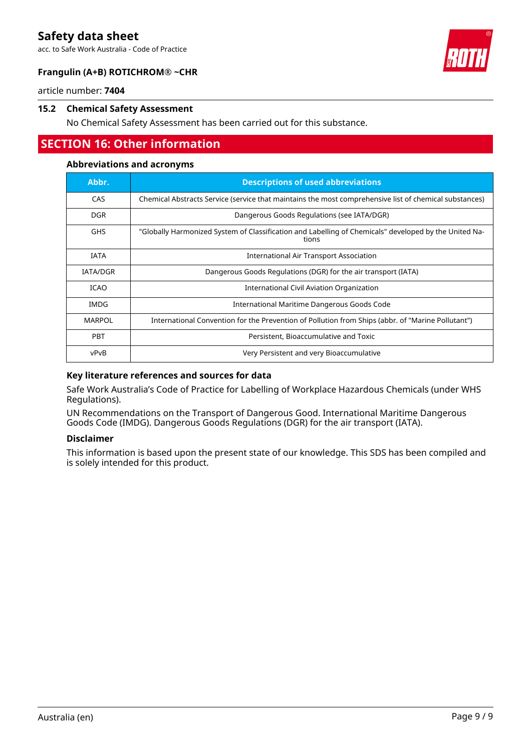### 15.2 Chemical Safety Assessment

No Chemical Safety Assessment has been carried out for this substance.

## SECTION 16: Other information

### Abbreviations and acronyms

| Abbr. | Descriptions of used abbreviations |
|---|---|
| CAS | Chemical Abstracts Service (service that maintains the most comprehensive list of chemical substances) |
| DGR | Dangerous Goods Regulations (see IATA/DGR) |
| GHS | "Globally Harmonized System of Classification and Labelling of Chemicals" developed by the United Nations |
| IATA | International Air Transport Association |
| IATA/DGR | Dangerous Goods Regulations (DGR) for the air transport (IATA) |
| ICAO | International Civil Aviation Organization |
| IMDG | International Maritime Dangerous Goods Code |
| MARPOL | International Convention for the Prevention of Pollution from Ships (abbr. of "Marine Pollutant") |
| PBT | Persistent, Bioaccumulative and Toxic |
| vPvB | Very Persistent and very Bioaccumulative |

### Key literature references and sources for data

Safe Work Australia's Code of Practice for Labelling of Workplace Hazardous Chemicals (under WHS Regulations).

UN Recommendations on the Transport of Dangerous Good. International Maritime Dangerous Goods Code (IMDG). Dangerous Goods Regulations (DGR) for the air transport (IATA).

### Disclaimer

This information is based upon the present state of our knowledge. This SDS has been compiled and is solely intended for this product.